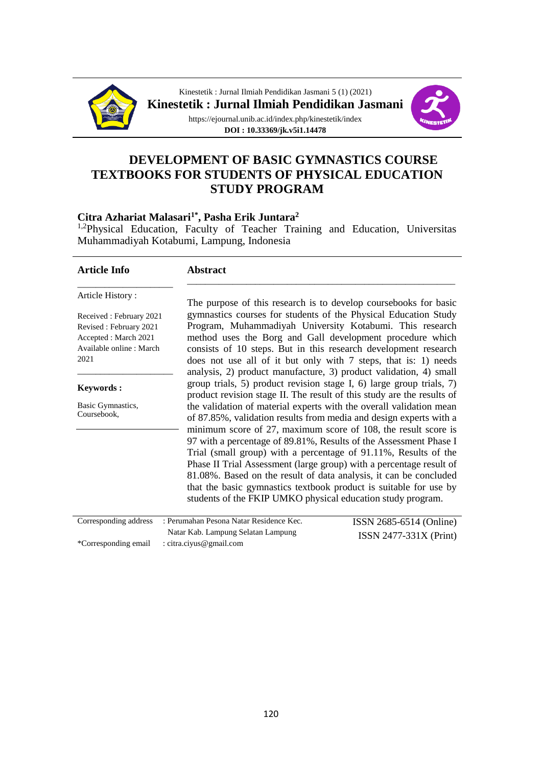# DEVELOPMENT OF BASIC GYMNASTICS COURSE TEXTBOOKS FOR STUDENTS OF PHYSICAL EDUCATION STUDY PROGRAM

**Citra Azhariat Malasari[1*], Pasha Erik Juntara[2]**

[1,2]Physical Education, Faculty of Teacher Training and Education, Universitas Muhammadiyah Kotabumi, Lampung, Indonesia

**Article Info**

Article History :

Received : February 2021
Revised : February 2021
Accepted : March 2021
Available online : March 2021

**Keywords :**

Basic Gymnastics, Coursebook,

**Abstract**

The purpose of this research is to develop coursebooks for basic gymnastics courses for students of the Physical Education Study Program, Muhammadiyah University Kotabumi. This research method uses the Borg and Gall development procedure which consists of 10 steps. But in this research development research does not use all of it but only with 7 steps, that is: 1) needs analysis, 2) product manufacture, 3) product validation, 4) small group trials, 5) product revision stage I, 6) large group trials, 7) product revision stage II. The result of this study are the results of the validation of material experts with the overall validation mean of 87.85%, validation results from media and design experts with a minimum score of 27, maximum score of 108, the result score is 97 with a percentage of 89.81%, Results of the Assessment Phase I Trial (small group) with a percentage of 91.11%, Results of the Phase II Trial Assessment (large group) with a percentage result of 81.08%. Based on the result of data analysis, it can be concluded that the basic gymnastics textbook product is suitable for use by students of the FKIP UMKO physical education study program.

Corresponding address : Perumahan Pesona Natar Residence Kec. Natar Kab. Lampung Selatan Lampung
*Corresponding email : citra.ciyus@gmail.com

ISSN 2685-6514 (Online)
ISSN 2477-331X (Print)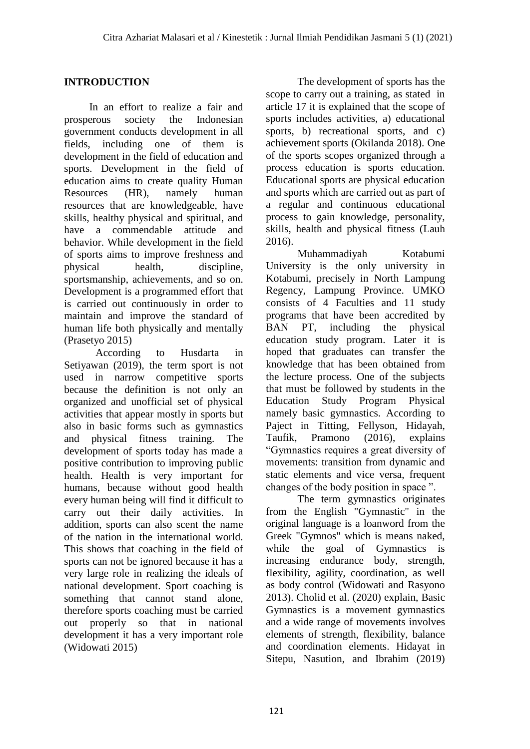## INTRODUCTION

In an effort to realize a fair and prosperous society the Indonesian government conducts development in all fields, including one of them is development in the field of education and sports. Development in the field of education aims to create quality Human Resources (HR), namely human resources that are knowledgeable, have skills, healthy physical and spiritual, and have a commendable attitude and behavior. While development in the field of sports aims to improve freshness and physical health, discipline, sportsmanship, achievements, and so on. Development is a programmed effort that is carried out continuously in order to maintain and improve the standard of human life both physically and mentally (Prasetyo 2015)

According to Husdarta in Setiyawan (2019), the term sport is not used in narrow competitive sports because the definition is not only an organized and unofficial set of physical activities that appear mostly in sports but also in basic forms such as gymnastics and physical fitness training. The development of sports today has made a positive contribution to improving public health. Health is very important for humans, because without good health every human being will find it difficult to carry out their daily activities. In addition, sports can also scent the name of the nation in the international world. This shows that coaching in the field of sports can not be ignored because it has a very large role in realizing the ideals of national development. Sport coaching is something that cannot stand alone, therefore sports coaching must be carried out properly so that in national development it has a very important role (Widowati 2015)

The development of sports has the scope to carry out a training, as stated in article 17 it is explained that the scope of sports includes activities, a) educational sports, b) recreational sports, and c) achievement sports (Okilanda 2018). One of the sports scopes organized through a process education is sports education. Educational sports are physical education and sports which are carried out as part of a regular and continuous educational process to gain knowledge, personality, skills, health and physical fitness (Lauh 2016).

Muhammadiyah Kotabumi University is the only university in Kotabumi, precisely in North Lampung Regency, Lampung Province. UMKO consists of 4 Faculties and 11 study programs that have been accredited by BAN PT, including the physical education study program. Later it is hoped that graduates can transfer the knowledge that has been obtained from the lecture process. One of the subjects that must be followed by students in the Education Study Program Physical namely basic gymnastics. According to Paject in Titting, Fellyson, Hidayah, Taufik, Pramono (2016), explains "Gymnastics requires a great diversity of movements: transition from dynamic and static elements and vice versa, frequent changes of the body position in space ".

The term gymnastics originates from the English "Gymnastic" in the original language is a loanword from the Greek "Gymnos" which is means naked, while the goal of Gymnastics is increasing endurance body, strength, flexibility, agility, coordination, as well as body control (Widowati and Rasyono 2013). Cholid et al. (2020) explain, Basic Gymnastics is a movement gymnastics and a wide range of movements involves elements of strength, flexibility, balance and coordination elements. Hidayat in Sitepu, Nasution, and Ibrahim (2019)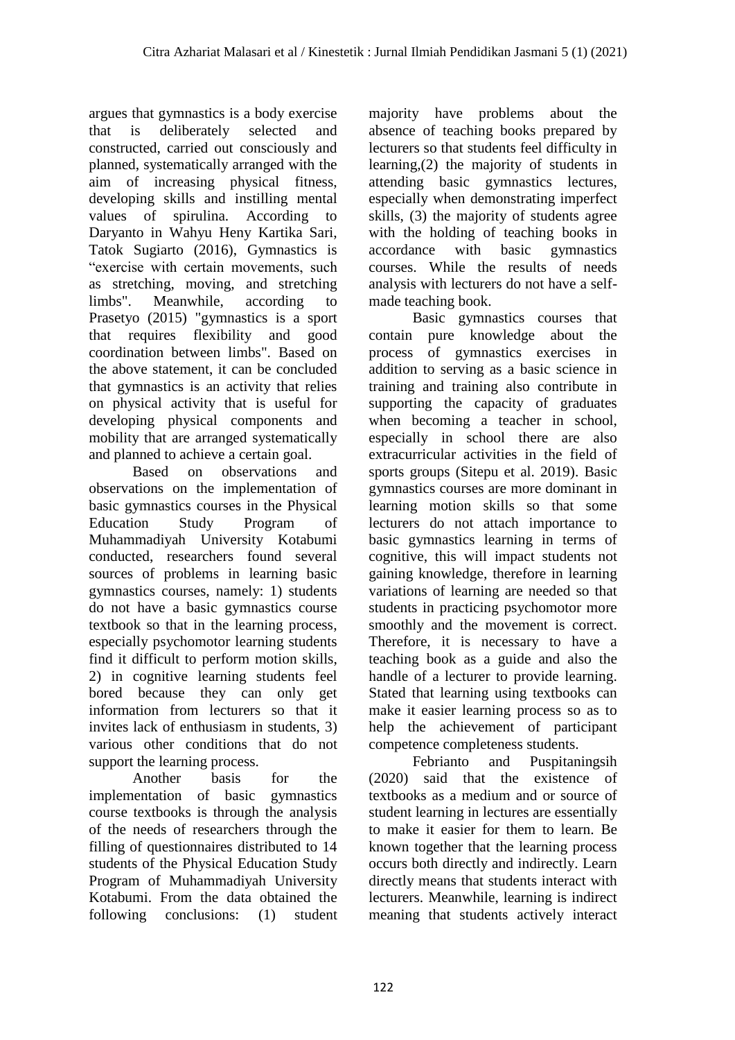argues that gymnastics is a body exercise that is deliberately selected and constructed, carried out consciously and planned, systematically arranged with the aim of increasing physical fitness, developing skills and instilling mental values of spirulina. According to Daryanto in Wahyu Heny Kartika Sari, Tatok Sugiarto (2016), Gymnastics is "exercise with certain movements, such as stretching, moving, and stretching limbs". Meanwhile, according to Prasetyo (2015) "gymnastics is a sport that requires flexibility and good coordination between limbs". Based on the above statement, it can be concluded that gymnastics is an activity that relies on physical activity that is useful for developing physical components and mobility that are arranged systematically and planned to achieve a certain goal.

Based on observations and observations on the implementation of basic gymnastics courses in the Physical Education Study Program of Muhammadiyah University Kotabumi conducted, researchers found several sources of problems in learning basic gymnastics courses, namely: 1) students do not have a basic gymnastics course textbook so that in the learning process, especially psychomotor learning students find it difficult to perform motion skills, 2) in cognitive learning students feel bored because they can only get information from lecturers so that it invites lack of enthusiasm in students, 3) various other conditions that do not support the learning process.

Another basis for the implementation of basic gymnastics course textbooks is through the analysis of the needs of researchers through the filling of questionnaires distributed to 14 students of the Physical Education Study Program of Muhammadiyah University Kotabumi. From the data obtained the following conclusions: (1) student majority have problems about the absence of teaching books prepared by lecturers so that students feel difficulty in learning,(2) the majority of students in attending basic gymnastics lectures, especially when demonstrating imperfect skills, (3) the majority of students agree with the holding of teaching books in accordance with basic gymnastics courses. While the results of needs analysis with lecturers do not have a self-made teaching book.

Basic gymnastics courses that contain pure knowledge about the process of gymnastics exercises in addition to serving as a basic science in training and training also contribute in supporting the capacity of graduates when becoming a teacher in school, especially in school there are also extracurricular activities in the field of sports groups (Sitepu et al. 2019). Basic gymnastics courses are more dominant in learning motion skills so that some lecturers do not attach importance to basic gymnastics learning in terms of cognitive, this will impact students not gaining knowledge, therefore in learning variations of learning are needed so that students in practicing psychomotor more smoothly and the movement is correct. Therefore, it is necessary to have a teaching book as a guide and also the handle of a lecturer to provide learning. Stated that learning using textbooks can make it easier learning process so as to help the achievement of participant competence completeness students.

Febrianto and Puspitaningsih (2020) said that the existence of textbooks as a medium and or source of student learning in lectures are essentially to make it easier for them to learn. Be known together that the learning process occurs both directly and indirectly. Learn directly means that students interact with lecturers. Meanwhile, learning is indirect meaning that students actively interact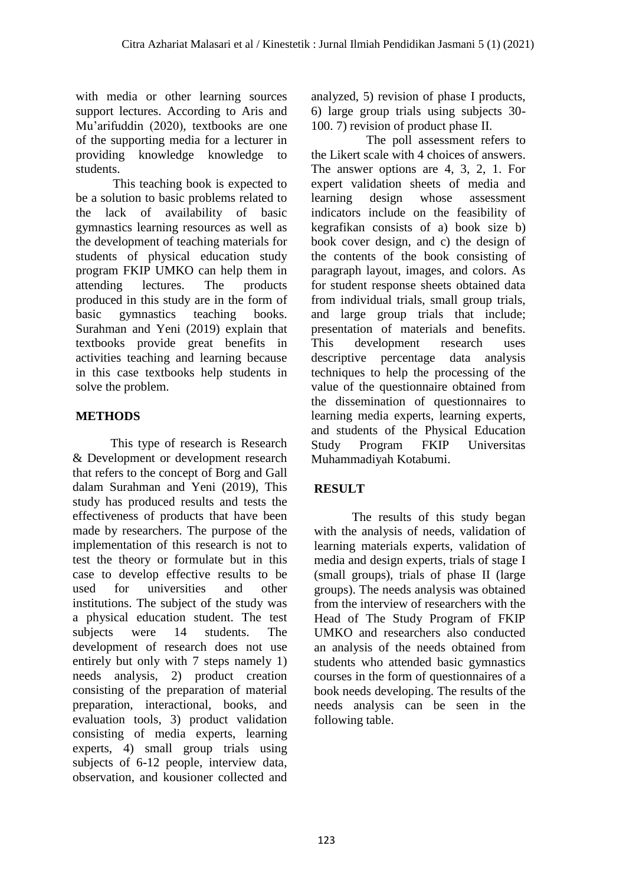with media or other learning sources support lectures. According to Aris and Mu'arifuddin (2020), textbooks are one of the supporting media for a lecturer in providing knowledge knowledge to students.

This teaching book is expected to be a solution to basic problems related to the lack of availability of basic gymnastics learning resources as well as the development of teaching materials for students of physical education study program FKIP UMKO can help them in attending lectures. The products produced in this study are in the form of basic gymnastics teaching books. Surahman and Yeni (2019) explain that textbooks provide great benefits in activities teaching and learning because in this case textbooks help students in solve the problem.

## METHODS

This type of research is Research & Development or development research that refers to the concept of Borg and Gall dalam Surahman and Yeni (2019), This study has produced results and tests the effectiveness of products that have been made by researchers. The purpose of the implementation of this research is not to test the theory or formulate but in this case to develop effective results to be used for universities and other institutions. The subject of the study was a physical education student. The test subjects were 14 students. The development of research does not use entirely but only with 7 steps namely 1) needs analysis, 2) product creation consisting of the preparation of material preparation, interactional, books, and evaluation tools, 3) product validation consisting of media experts, learning experts, 4) small group trials using subjects of 6-12 people, interview data, observation, and kousioner collected and analyzed, 5) revision of phase I products, 6) large group trials using subjects 30-100. 7) revision of product phase II.

The poll assessment refers to the Likert scale with 4 choices of answers. The answer options are 4, 3, 2, 1. For expert validation sheets of media and learning design whose assessment indicators include on the feasibility of kegrafikan consists of a) book size b) book cover design, and c) the design of the contents of the book consisting of paragraph layout, images, and colors. As for student response sheets obtained data from individual trials, small group trials, and large group trials that include; presentation of materials and benefits. This development research uses descriptive percentage data analysis techniques to help the processing of the value of the questionnaire obtained from the dissemination of questionnaires to learning media experts, learning experts, and students of the Physical Education Study Program FKIP Universitas Muhammadiyah Kotabumi.

## RESULT

The results of this study began with the analysis of needs, validation of learning materials experts, validation of media and design experts, trials of stage I (small groups), trials of phase II (large groups). The needs analysis was obtained from the interview of researchers with the Head of The Study Program of FKIP UMKO and researchers also conducted an analysis of the needs obtained from students who attended basic gymnastics courses in the form of questionnaires of a book needs developing. The results of the needs analysis can be seen in the following table.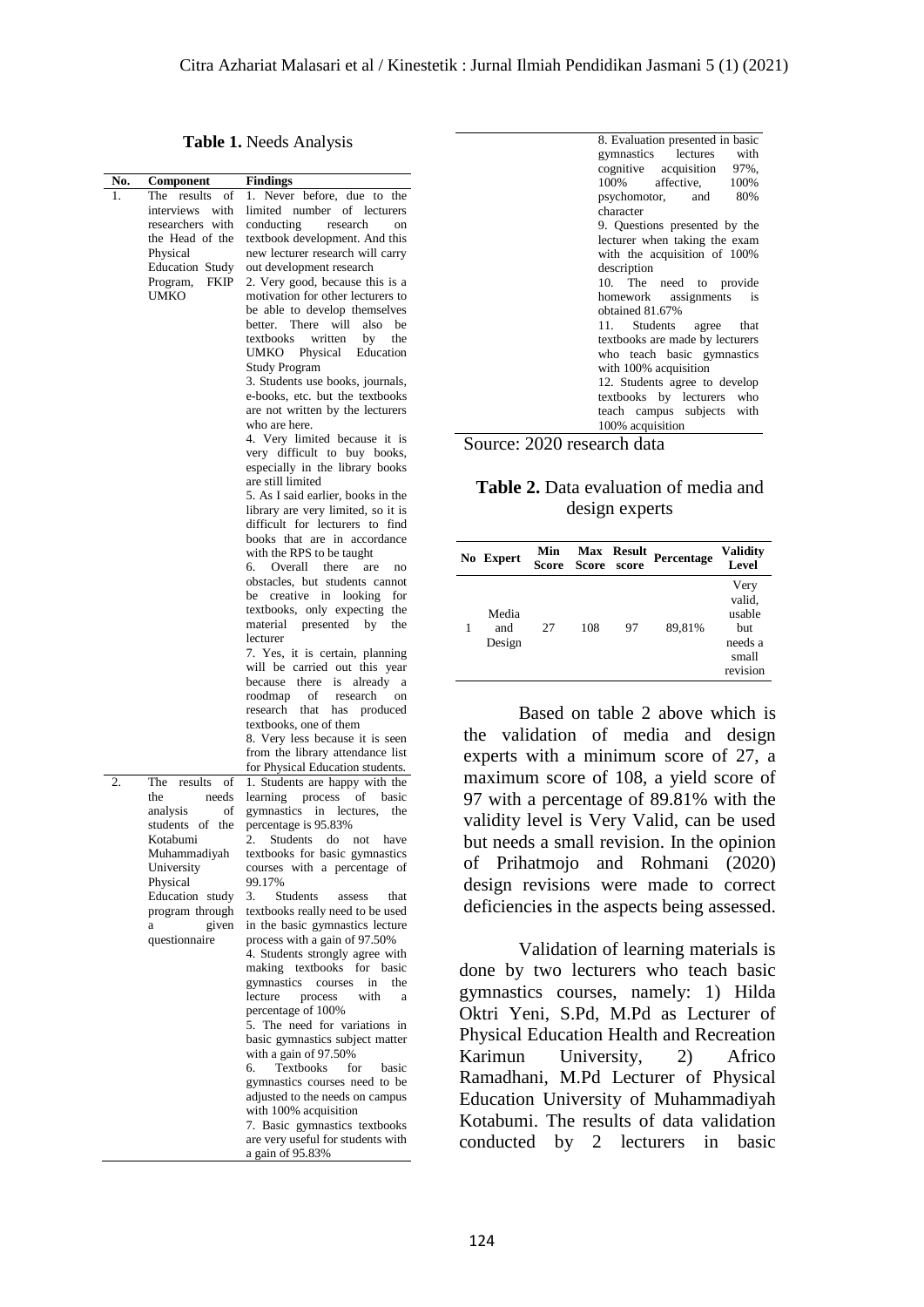**Table 1.** Needs Analysis

| No. | Component | Findings |
|---|---|---|
| 1. | The results of interviews with researchers with the Head of the Physical Education Study Program, FKIP UMKO | 1. Never before, due to the limited number of lecturers conducting research on textbook development. And this new lecturer research will carry out development research<br>2. Very good, because this is a motivation for other lecturers to be able to develop themselves better. There will also be textbooks written by the UMKO Physical Education Study Program<br>3. Students use books, journals, e-books, etc. but the textbooks are not written by the lecturers who are here.<br>4. Very limited because it is very difficult to buy books, especially in the library books are still limited<br>5. As I said earlier, books in the library are very limited, so it is difficult for lecturers to find books that are in accordance with the RPS to be taught<br>6. Overall there are no obstacles, but students cannot be creative in looking for textbooks, only expecting the material presented by the lecturer<br>7. Yes, it is certain, planning will be carried out this year because there is already a roodmap of research on research that has produced textbooks, one of them<br>8. Very less because it is seen from the library attendance list for Physical Education students. |
| 2. | The results of the needs analysis of students of the Kotabumi Muhammadiyah University Physical Education study program through a given questionnaire | 1. Students are happy with the learning process of basic gymnastics in lectures, the percentage is 95.83%<br>2. Students do not have textbooks for basic gymnastics courses with a percentage of 99.17%<br>3. Students assess that textbooks really need to be used in the basic gymnastics lecture process with a gain of 97.50%<br>4. Students strongly agree with making textbooks for basic gymnastics courses in the lecture process with a percentage of 100%<br>5. The need for variations in basic gymnastics subject matter with a gain of 97.50%<br>6. Textbooks for basic gymnastics courses need to be adjusted to the needs on campus with 100% acquisition<br>7. Basic gymnastics textbooks are very useful for students with a gain of 95.83%<br>8. Evaluation presented in basic gymnastics lectures with cognitive acquisition 97%, 100% affective, 100% psychomotor, and 80% character<br>9. Questions presented by the lecturer when taking the exam with the acquisition of 100% description<br>10. The need to provide homework assignments is obtained 81.67%<br>11. Students agree that textbooks are made by lecturers who teach basic gymnastics with 100% acquisition<br>12. Students agree to develop textbooks by lecturers who teach campus subjects with 100% acquisition |

Source: 2020 research data

**Table 2.** Data evaluation of media and design experts

| No | Expert | Min Score | Max Score | Result score | Percentage | Validity Level |
|---|---|---|---|---|---|---|
| 1 | Media and Design | 27 | 108 | 97 | 89,81% | Very valid, usable but needs a small revision |

Based on table 2 above which is the validation of media and design experts with a minimum score of 27, a maximum score of 108, a yield score of 97 with a percentage of 89.81% with the validity level is Very Valid, can be used but needs a small revision. In the opinion of Prihatmojo and Rohmani (2020) design revisions were made to correct deficiencies in the aspects being assessed.

Validation of learning materials is done by two lecturers who teach basic gymnastics courses, namely: 1) Hilda Oktri Yeni, S.Pd, M.Pd as Lecturer of Physical Education Health and Recreation Karimun University, 2) Africo Ramadhani, M.Pd Lecturer of Physical Education University of Muhammadiyah Kotabumi. The results of data validation conducted by 2 lecturers in basic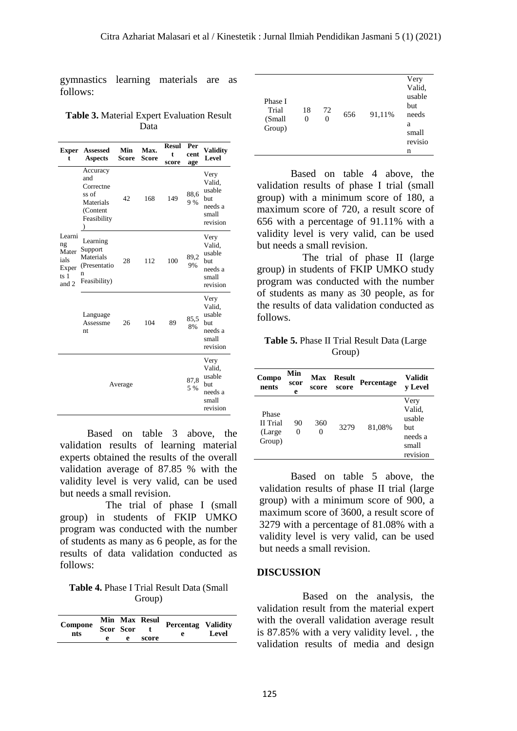gymnastics learning materials are as follows:

**Table 3.** Material Expert Evaluation Result Data

| Expert | Assessed Aspects | Min Score | Max. Score | Result score | Percentage | Validity Level |
|---|---|---|---|---|---|---|
| Learning Materials Experts 1 and 2 | Accuracy and Correctness of Materials (Content Feasibility) | 42 | 168 | 149 | 88,69 % | Very Valid, usable but needs a small revision |
| | Learning Support Materials (Presentation Feasibility) | 28 | 112 | 100 | 89,29% | Very Valid, usable but needs a small revision |
| | Language Assessment | 26 | 104 | 89 | 85,58% | Very Valid, usable but needs a small revision |
| Average | | | | | 87,85 % | Very Valid, usable but needs a small revision |

Based on table 3 above, the validation results of learning material experts obtained the results of the overall validation average of 87.85 % with the validity level is very valid, can be used but needs a small revision.

The trial of phase I (small group) in students of FKIP UMKO program was conducted with the number of students as many as 6 people, as for the results of data validation conducted as follows:

**Table 4.** Phase I Trial Result Data (Small Group)

| Components | Min Score | Max Score | Result score | Percentage | Validity Level |
|---|---|---|---|---|---|
| Phase I Trial (Small Group) | 180 | 720 | 656 | 91,11% | Very Valid, usable but needs a small revision |

Based on table 4 above, the validation results of phase I trial (small group) with a minimum score of 180, a maximum score of 720, a result score of 656 with a percentage of 91.11% with a validity level is very valid, can be used but needs a small revision.

The trial of phase II (large group) in students of FKIP UMKO study program was conducted with the number of students as many as 30 people, as for the results of data validation conducted as follows.

**Table 5.** Phase II Trial Result Data (Large Group)

| Components | Min score | Max score | Result score | Percentage | Validity Level |
|---|---|---|---|---|---|
| Phase II Trial (Large Group) | 900 | 3600 | 3279 | 81,08% | Very Valid, usable but needs a small revision |

Based on table 5 above, the validation results of phase II trial (large group) with a minimum score of 900, a maximum score of 3600, a result score of 3279 with a percentage of 81.08% with a validity level is very valid, can be used but needs a small revision.

## DISCUSSION

Based on the analysis, the validation result from the material expert with the overall validation average result is 87.85% with a very validity level. , the validation results of media and design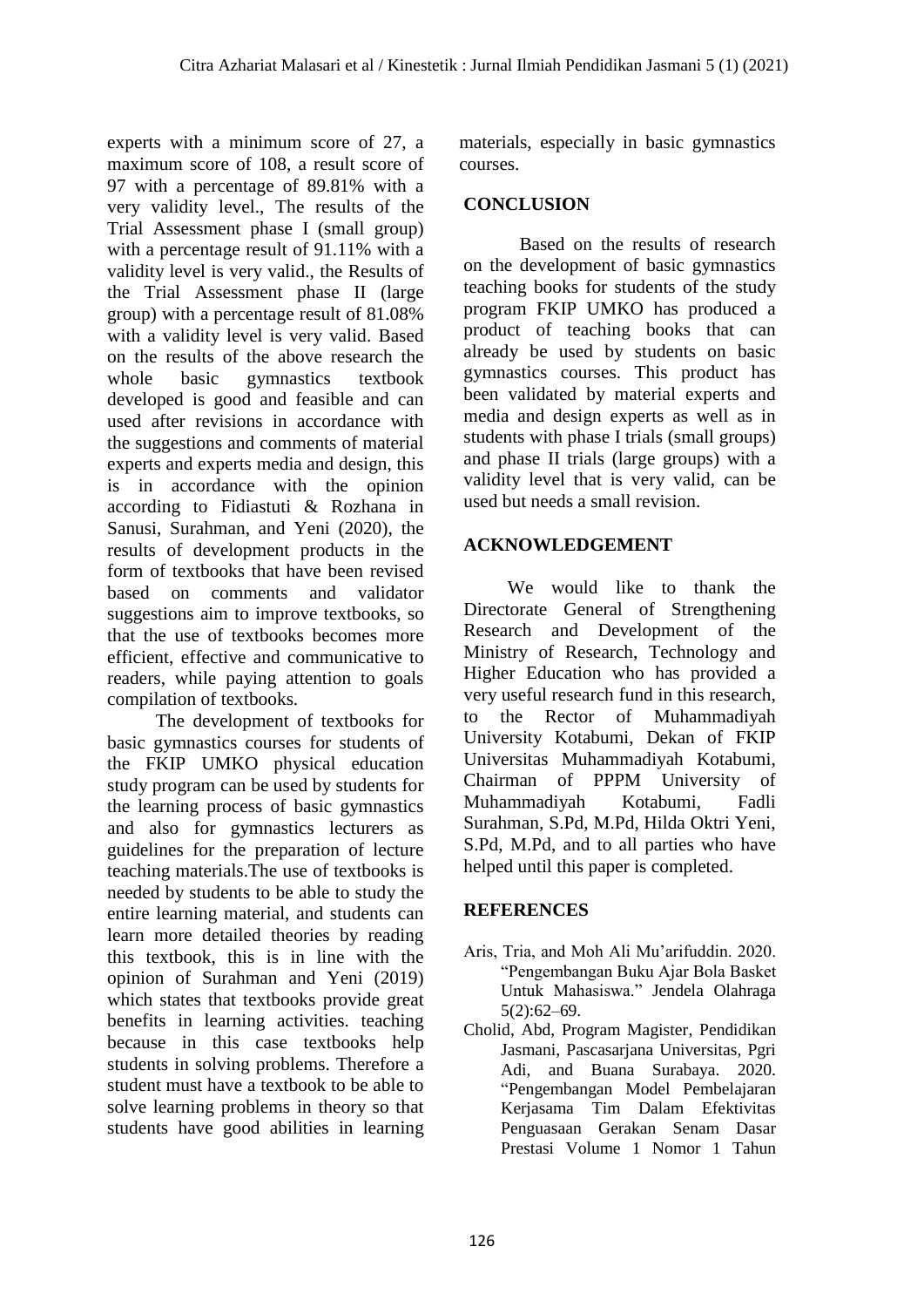experts with a minimum score of 27, a maximum score of 108, a result score of 97 with a percentage of 89.81% with a very validity level., The results of the Trial Assessment phase I (small group) with a percentage result of 91.11% with a validity level is very valid., the Results of the Trial Assessment phase II (large group) with a percentage result of 81.08% with a validity level is very valid. Based on the results of the above research the whole basic gymnastics textbook developed is good and feasible and can used after revisions in accordance with the suggestions and comments of material experts and experts media and design, this is in accordance with the opinion according to Fidiastuti & Rozhana in Sanusi, Surahman, and Yeni (2020), the results of development products in the form of textbooks that have been revised based on comments and validator suggestions aim to improve textbooks, so that the use of textbooks becomes more efficient, effective and communicative to readers, while paying attention to goals compilation of textbooks.

The development of textbooks for basic gymnastics courses for students of the FKIP UMKO physical education study program can be used by students for the learning process of basic gymnastics and also for gymnastics lecturers as guidelines for the preparation of lecture teaching materials.The use of textbooks is needed by students to be able to study the entire learning material, and students can learn more detailed theories by reading this textbook, this is in line with the opinion of Surahman and Yeni (2019) which states that textbooks provide great benefits in learning activities. teaching because in this case textbooks help students in solving problems. Therefore a student must have a textbook to be able to solve learning problems in theory so that students have good abilities in learning materials, especially in basic gymnastics courses.

## CONCLUSION

Based on the results of research on the development of basic gymnastics teaching books for students of the study program FKIP UMKO has produced a product of teaching books that can already be used by students on basic gymnastics courses. This product has been validated by material experts and media and design experts as well as in students with phase I trials (small groups) and phase II trials (large groups) with a validity level that is very valid, can be used but needs a small revision.

## ACKNOWLEDGEMENT

We would like to thank the Directorate General of Strengthening Research and Development of the Ministry of Research, Technology and Higher Education who has provided a very useful research fund in this research, to the Rector of Muhammadiyah University Kotabumi, Dekan of FKIP Universitas Muhammadiyah Kotabumi, Chairman of PPPM University of Muhammadiyah Kotabumi, Fadli Surahman, S.Pd, M.Pd, Hilda Oktri Yeni, S.Pd, M.Pd, and to all parties who have helped until this paper is completed.

## REFERENCES

Aris, Tria, and Moh Ali Mu'arifuddin. 2020. "Pengembangan Buku Ajar Bola Basket Untuk Mahasiswa." Jendela Olahraga 5(2):62–69.

Cholid, Abd, Program Magister, Pendidikan Jasmani, Pascasarjana Universitas, Pgri Adi, and Buana Surabaya. 2020. "Pengembangan Model Pembelajaran Kerjasama Tim Dalam Efektivitas Penguasaan Gerakan Senam Dasar Prestasi Volume 1 Nomor 1 Tahun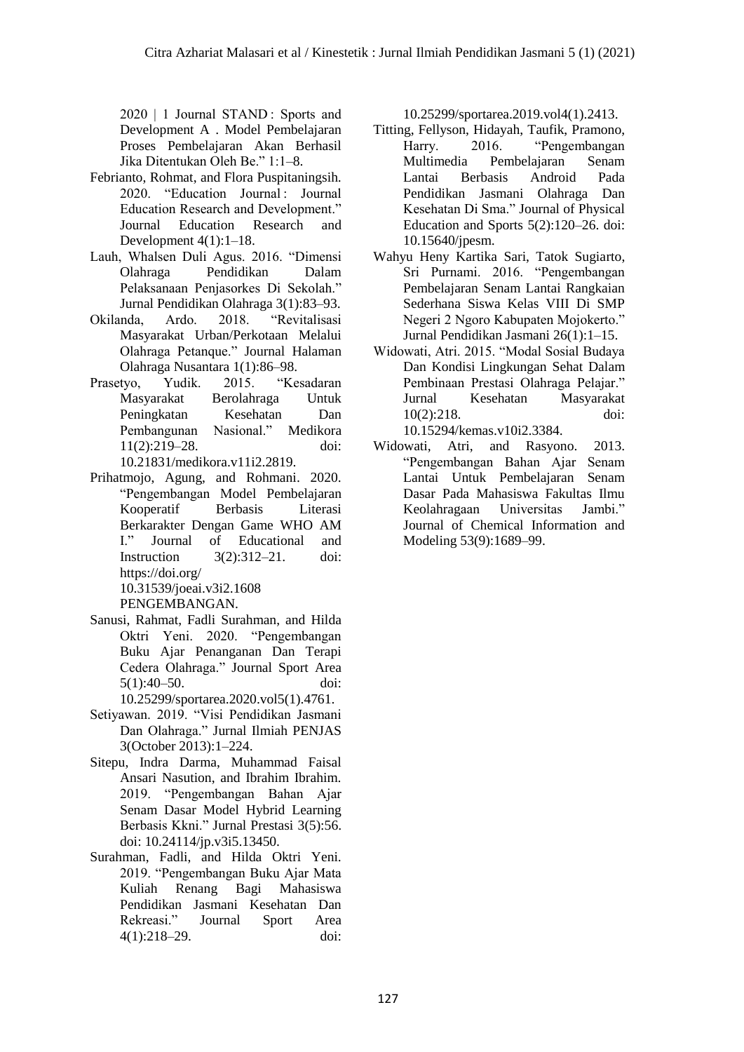2020 | 1 Journal STAND : Sports and Development A . Model Pembelajaran Proses Pembelajaran Akan Berhasil Jika Ditentukan Oleh Be." 1:1–8.

Febrianto, Rohmat, and Flora Puspitaningsih. 2020. "Education Journal : Journal Education Research and Development." Journal Education Research and Development 4(1):1–18.

Lauh, Whalsen Duli Agus. 2016. "Dimensi Olahraga Pendidikan Dalam Pelaksanaan Penjasorkes Di Sekolah." Jurnal Pendidikan Olahraga 3(1):83–93.

Okilanda, Ardo. 2018. "Revitalisasi Masyarakat Urban/Perkotaan Melalui Olahraga Petanque." Journal Halaman Olahraga Nusantara 1(1):86–98.

Prasetyo, Yudik. 2015. "Kesadaran Masyarakat Berolahraga Untuk Peningkatan Kesehatan Dan Pembangunan Nasional." Medikora 11(2):219–28. doi: 10.21831/medikora.v11i2.2819.

Prihatmojo, Agung, and Rohmani. 2020. "Pengembangan Model Pembelajaran Kooperatif Berbasis Literasi Berkarakter Dengan Game WHO AM I." Journal of Educational and Instruction 3(2):312–21. doi: https://doi.org/ 10.31539/joeai.v3i2.1608 PENGEMBANGAN.

Sanusi, Rahmat, Fadli Surahman, and Hilda Oktri Yeni. 2020. "Pengembangan Buku Ajar Penanganan Dan Terapi Cedera Olahraga." Journal Sport Area 5(1):40–50. doi: 10.25299/sportarea.2020.vol5(1).4761.

Setiyawan. 2019. "Visi Pendidikan Jasmani Dan Olahraga." Jurnal Ilmiah PENJAS 3(October 2013):1–224.

Sitepu, Indra Darma, Muhammad Faisal Ansari Nasution, and Ibrahim Ibrahim. 2019. "Pengembangan Bahan Ajar Senam Dasar Model Hybrid Learning Berbasis Kkni." Jurnal Prestasi 3(5):56. doi: 10.24114/jp.v3i5.13450.

Surahman, Fadli, and Hilda Oktri Yeni. 2019. "Pengembangan Buku Ajar Mata Kuliah Renang Bagi Mahasiswa Pendidikan Jasmani Kesehatan Dan Rekreasi." Journal Sport Area 4(1):218–29. doi: 10.25299/sportarea.2019.vol4(1).2413.

Titting, Fellyson, Hidayah, Taufik, Pramono, Harry. 2016. "Pengembangan Multimedia Pembelajaran Senam Lantai Berbasis Android Pada Pendidikan Jasmani Olahraga Dan Kesehatan Di Sma." Journal of Physical Education and Sports 5(2):120–26. doi: 10.15640/jpesm.

Wahyu Heny Kartika Sari, Tatok Sugiarto, Sri Purnami. 2016. "Pengembangan Pembelajaran Senam Lantai Rangkaian Sederhana Siswa Kelas VIII Di SMP Negeri 2 Ngoro Kabupaten Mojokerto." Jurnal Pendidikan Jasmani 26(1):1–15.

Widowati, Atri. 2015. "Modal Sosial Budaya Dan Kondisi Lingkungan Sehat Dalam Pembinaan Prestasi Olahraga Pelajar." Jurnal Kesehatan Masyarakat 10(2):218. doi: 10.15294/kemas.v10i2.3384.

Widowati, Atri, and Rasyono. 2013. "Pengembangan Bahan Ajar Senam Lantai Untuk Pembelajaran Senam Dasar Pada Mahasiswa Fakultas Ilmu Keolahragaan Universitas Jambi." Journal of Chemical Information and Modeling 53(9):1689–99.